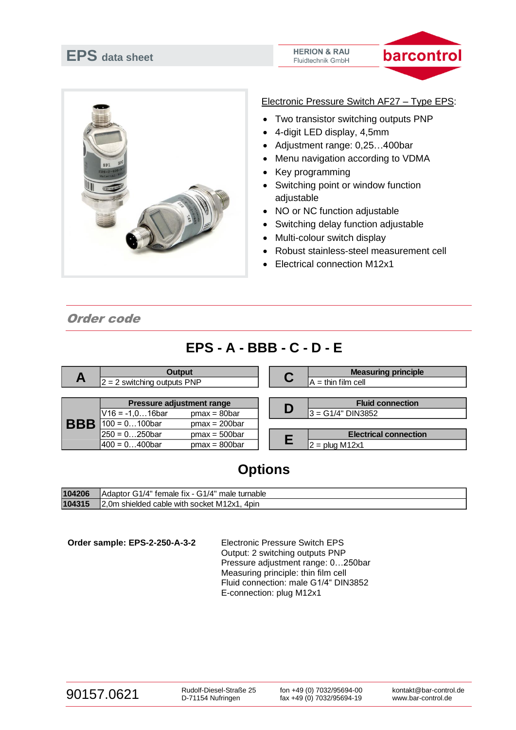# EPS data sheet

HERION & RAU
Fluidtechnik GmbH

barcontrol

## Electronic Pressure Switch AF27 – Type EPS:

- Two transistor switching outputs PNP
- 4-digit LED display, 4,5mm
- Adjustment range: 0,25…400bar
- Menu navigation according to VDMA
- Key programming
- Switching point or window function adjustable
- NO or NC function adjustable
- Switching delay function adjustable
- Multi-colour switch display
- Robust stainless-steel measurement cell
- Electrical connection M12x1

## *Order code*

### EPS - A - BBB - C - D - E

| A | Output | |
|---|---|---|
| | 2 = 2 switching outputs PNP | |

| BBB | Pressure adjustment range | |
|---|---|---|
| | V16 = -1,0…16bar | pmax = 80bar |
| | 100 = 0…100bar | pmax = 200bar |
| | 250 = 0…250bar | pmax = 500bar |
| | 400 = 0…400bar | pmax = 800bar |

| C | Measuring principle |
|---|---|
| | A = thin film cell |

| D | Fluid connection |
|---|---|
| | 3 = G1/4" DIN3852 |

| E | Electrical connection |
|---|---|
| | 2 = plug M12x1 |

## Options

| | |
|---|---|
| **104206** | Adaptor G1/4" female fix - G1/4" male turnable |
| **104315** | 2,0m shielded cable with socket M12x1, 4pin |

**Order sample: EPS-2-250-A-3-2**

Electronic Pressure Switch EPS
Output: 2 switching outputs PNP
Pressure adjustment range: 0…250bar
Measuring principle: thin film cell
Fluid connection: male G1/4“ DIN3852
E-connection: plug M12x1

90157.0621

Rudolf-Diesel-Straße 25
D-71154 Nufringen

fon +49 (0) 7032/95694-00
fax +49 (0) 7032/95694-19

kontakt@bar-control.de
www.bar-control.de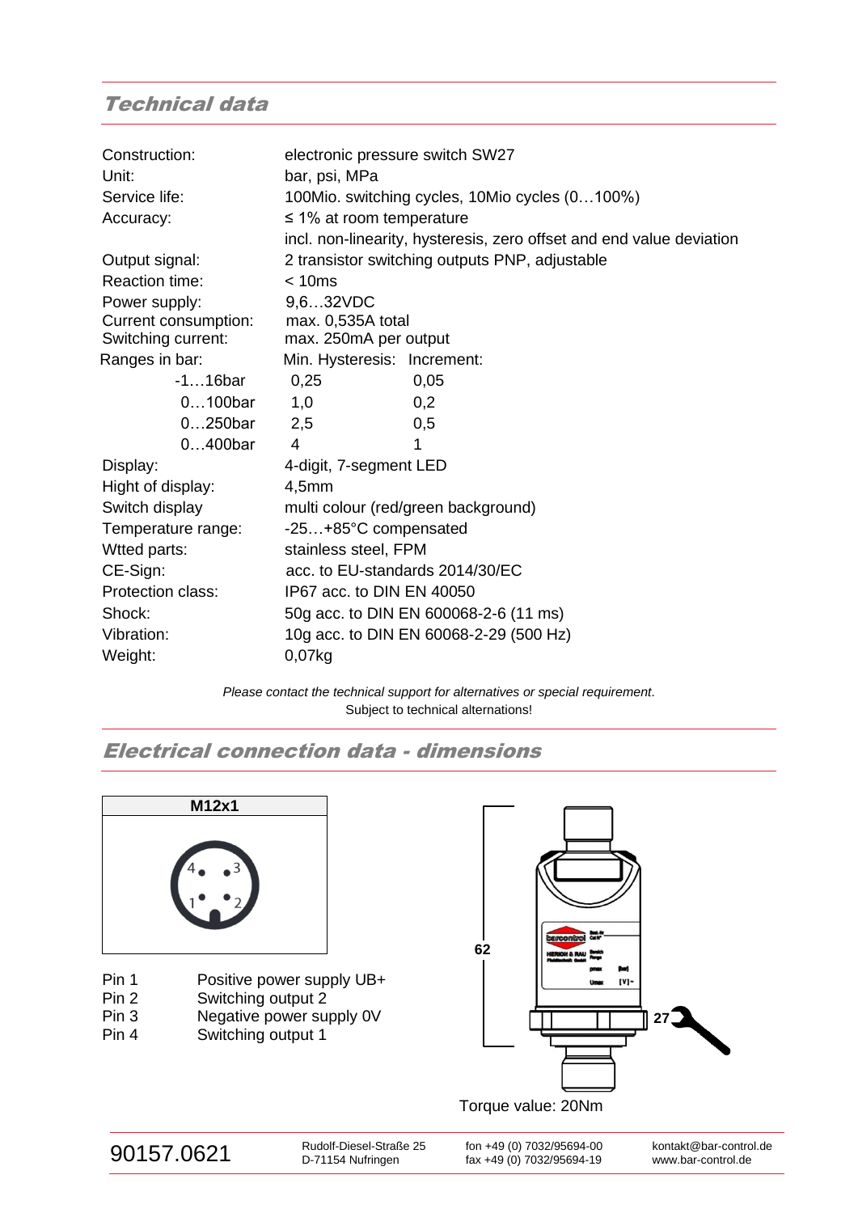## Technical data

| | | |
|---|---|---|
| Construction: | electronic pressure switch SW27 | |
| Unit: | bar, psi, MPa | |
| Service life: | 100Mio. switching cycles, 10Mio cycles (0…100%) | |
| Accuracy: | ≤ 1% at room temperature<br>incl. non-linearity, hysteresis, zero offset and end value deviation | |
| Output signal: | 2 transistor switching outputs PNP, adjustable | |
| Reaction time: | < 10ms | |
| Power supply: | 9,6…32VDC | |
| Current consumption: | max. 0,535A total | |
| Switching current: | max. 250mA per output | |
| Ranges in bar: | Min. Hysteresis: | Increment: |
| -1…16bar | 0,25 | 0,05 |
| 0…100bar | 1,0 | 0,2 |
| 0…250bar | 2,5 | 0,5 |
| 0…400bar | 4 | 1 |
| Display: | 4-digit, 7-segment LED | |
| Hight of display: | 4,5mm | |
| Switch display | multi colour (red/green background) | |
| Temperature range: | -25…+85°C compensated | |
| Wtted parts: | stainless steel, FPM | |
| CE-Sign: | acc. to EU-standards 2014/30/EC | |
| Protection class: | IP67 acc. to DIN EN 40050 | |
| Shock: | 50g acc. to DIN EN 600068-2-6 (11 ms) | |
| Vibration: | 10g acc. to DIN EN 60068-2-29 (500 Hz) | |
| Weight: | 0,07kg | |

*Please contact the technical support for alternatives or special requirement.*

Subject to technical alternations!

## Electrical connection data - dimensions

**M12x1**

4 3
1 2

| | |
|---|---|
| Pin 1 | Positive power supply UB+ |
| Pin 2 | Switching output 2 |
| Pin 3 | Negative power supply 0V |
| Pin 4 | Switching output 1 |

62

27

Torque value: 20Nm

90157.0621

Rudolf-Diesel-Straße 25
D-71154 Nufringen

fon +49 (0) 7032/95694-00
fax +49 (0) 7032/95694-19

kontakt@bar-control.de
www.bar-control.de